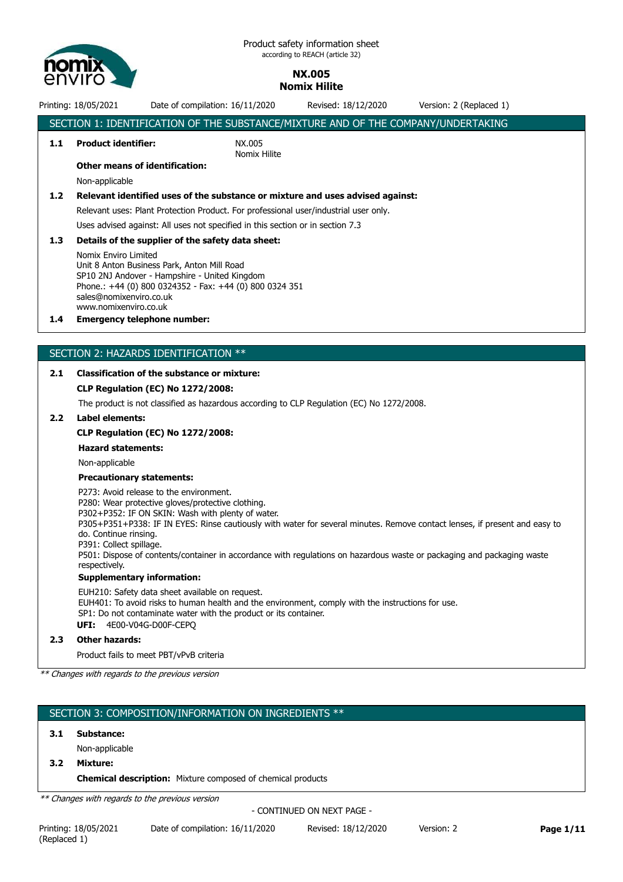Product safety information sheet
according to REACH (article 32)

**NX.005**
**Nomix Hilite**

Printing: 18/05/2021 Date of compilation: 16/11/2020 Revised: 18/12/2020 Version: 2 (Replaced 1)

## SECTION 1: IDENTIFICATION OF THE SUBSTANCE/MIXTURE AND OF THE COMPANY/UNDERTAKING

**1.1 Product identifier:** NX.005
Nomix Hilite

**Other means of identification:**

Non-applicable

**1.2 Relevant identified uses of the substance or mixture and uses advised against:**

Relevant uses: Plant Protection Product. For professional user/industrial user only.

Uses advised against: All uses not specified in this section or in section 7.3

**1.3 Details of the supplier of the safety data sheet:**

Nomix Enviro Limited
Unit 8 Anton Business Park, Anton Mill Road
SP10 2NJ Andover - Hampshire - United Kingdom
Phone.: +44 (0) 800 0324352 - Fax: +44 (0) 800 0324 351
sales@nomixenviro.co.uk
www.nomixenviro.co.uk

**1.4 Emergency telephone number:**

## SECTION 2: HAZARDS IDENTIFICATION **

**2.1 Classification of the substance or mixture:**

**CLP Regulation (EC) No 1272/2008:**

The product is not classified as hazardous according to CLP Regulation (EC) No 1272/2008.

**2.2 Label elements:**

**CLP Regulation (EC) No 1272/2008:**

**Hazard statements:**

Non-applicable

**Precautionary statements:**

P273: Avoid release to the environment.
P280: Wear protective gloves/protective clothing.
P302+P352: IF ON SKIN: Wash with plenty of water.
P305+P351+P338: IF IN EYES: Rinse cautiously with water for several minutes. Remove contact lenses, if present and easy to do. Continue rinsing.
P391: Collect spillage.
P501: Dispose of contents/container in accordance with regulations on hazardous waste or packaging and packaging waste respectively.

**Supplementary information:**

EUH210: Safety data sheet available on request.
EUH401: To avoid risks to human health and the environment, comply with the instructions for use.
SP1: Do not contaminate water with the product or its container.
**UFI:** 4E00-V04G-D00F-CEPQ

**2.3 Other hazards:**

Product fails to meet PBT/vPvB criteria

*** Changes with regards to the previous version*

## SECTION 3: COMPOSITION/INFORMATION ON INGREDIENTS **

**3.1 Substance:**

Non-applicable

**3.2 Mixture:**

**Chemical description:** Mixture composed of chemical products

*** Changes with regards to the previous version*

- CONTINUED ON NEXT PAGE -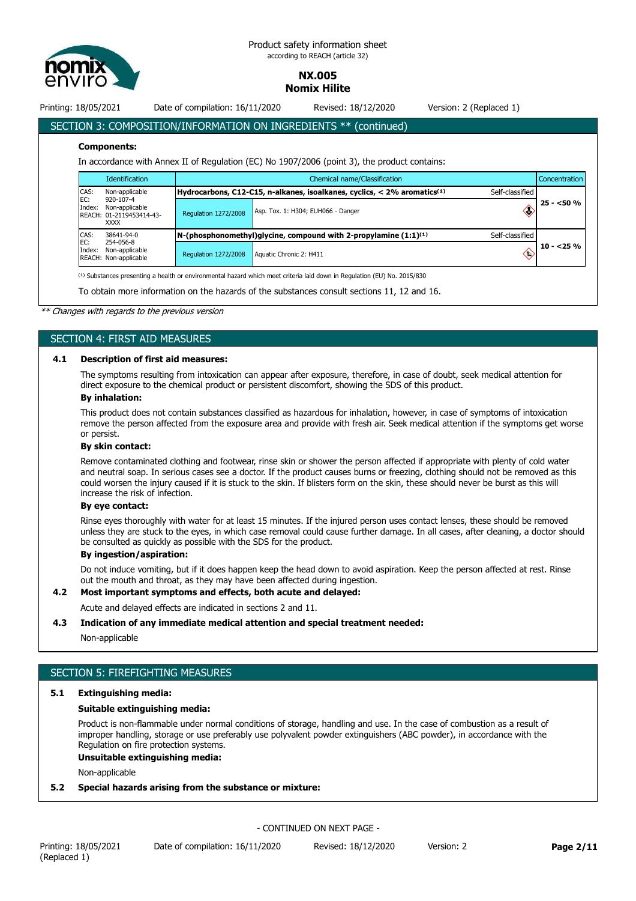## SECTION 3: COMPOSITION/INFORMATION ON INGREDIENTS ** (continued)

**Components:**

In accordance with Annex II of Regulation (EC) No 1907/2006 (point 3), the product contains:

| Identification | Chemical name/Classification | | | Concentration |
|---|---|---|---|---|
| CAS: Non-applicable<br>EC: 920-107-4<br>Index: Non-applicable<br>REACH: 01-2119453414-43-XXXX | **Hydrocarbons, C12-C15, n-alkanes, isoalkanes, cyclics, < 2% aromatics**[1] | | Self-classified | 25 - <50 % |
| | Regulation 1272/2008 | Asp. Tox. 1: H304; EUH066 - Danger | | |
| CAS: 38641-94-0<br>EC: 254-056-8<br>Index: Non-applicable<br>REACH: Non-applicable | **N-(phosphonomethyl)glycine, compound with 2-propylamine (1:1)**[1] | | Self-classified | 10 - <25 % |
| | Regulation 1272/2008 | Aquatic Chronic 2: H411 | | |

[1] Substances presenting a health or environmental hazard which meet criteria laid down in Regulation (EU) No. 2015/830

To obtain more information on the hazards of the substances consult sections 11, 12 and 16.

*** Changes with regards to the previous version*

## SECTION 4: FIRST AID MEASURES

### 4.1 Description of first aid measures:

The symptoms resulting from intoxication can appear after exposure, therefore, in case of doubt, seek medical attention for direct exposure to the chemical product or persistent discomfort, showing the SDS of this product.

**By inhalation:**

This product does not contain substances classified as hazardous for inhalation, however, in case of symptoms of intoxication remove the person affected from the exposure area and provide with fresh air. Seek medical attention if the symptoms get worse or persist.

**By skin contact:**

Remove contaminated clothing and footwear, rinse skin or shower the person affected if appropriate with plenty of cold water and neutral soap. In serious cases see a doctor. If the product causes burns or freezing, clothing should not be removed as this could worsen the injury caused if it is stuck to the skin. If blisters form on the skin, these should never be burst as this will increase the risk of infection.

**By eye contact:**

Rinse eyes thoroughly with water for at least 15 minutes. If the injured person uses contact lenses, these should be removed unless they are stuck to the eyes, in which case removal could cause further damage. In all cases, after cleaning, a doctor should be consulted as quickly as possible with the SDS for the product.

**By ingestion/aspiration:**

Do not induce vomiting, but if it does happen keep the head down to avoid aspiration. Keep the person affected at rest. Rinse out the mouth and throat, as they may have been affected during ingestion.

### 4.2 Most important symptoms and effects, both acute and delayed:

Acute and delayed effects are indicated in sections 2 and 11.

### 4.3 Indication of any immediate medical attention and special treatment needed:

Non-applicable

## SECTION 5: FIREFIGHTING MEASURES

### 5.1 Extinguishing media:

**Suitable extinguishing media:**

Product is non-flammable under normal conditions of storage, handling and use. In the case of combustion as a result of improper handling, storage or use preferably use polyvalent powder extinguishers (ABC powder), in accordance with the Regulation on fire protection systems.

**Unsuitable extinguishing media:**

Non-applicable

### 5.2 Special hazards arising from the substance or mixture:

- CONTINUED ON NEXT PAGE -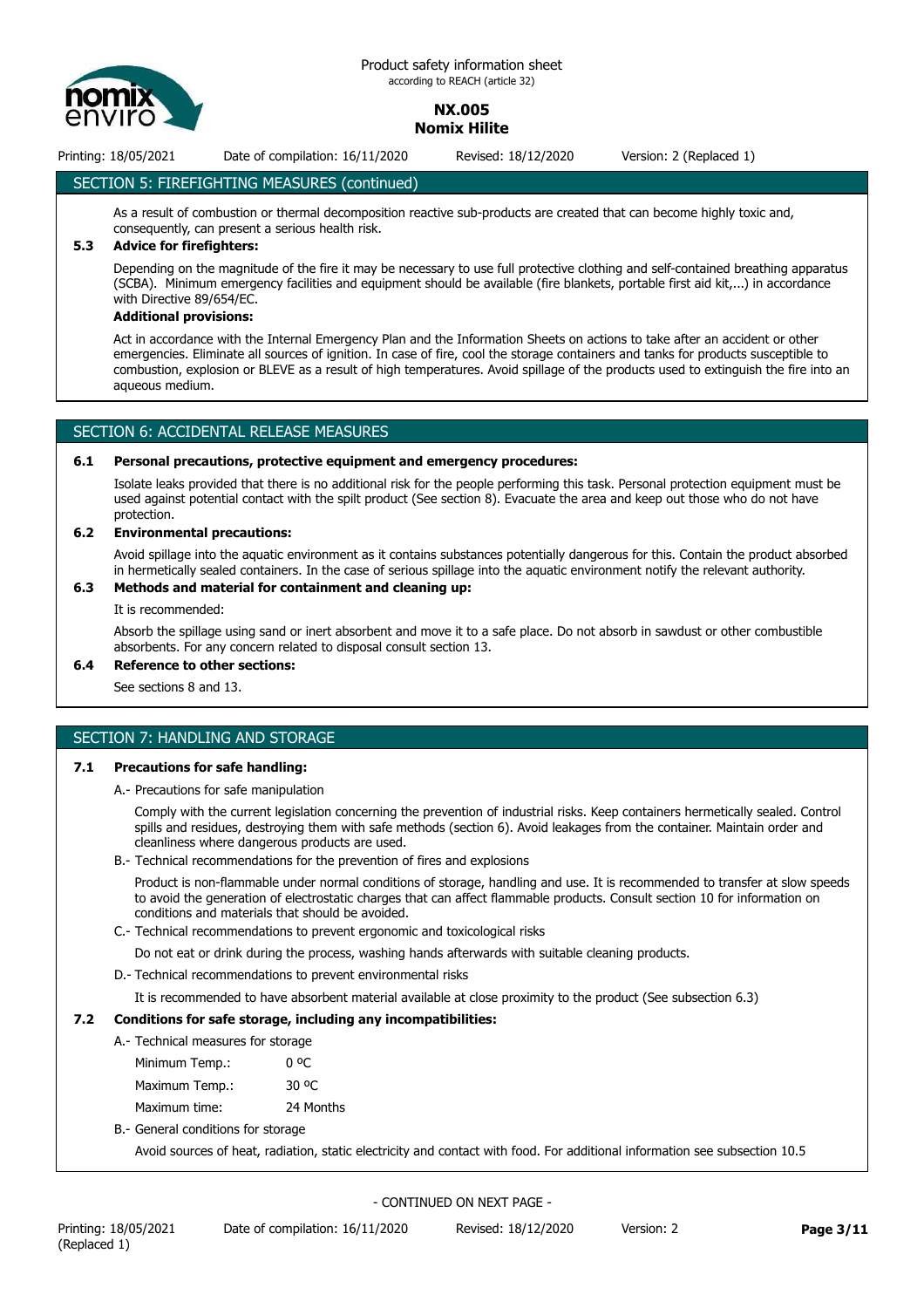## SECTION 5: FIREFIGHTING MEASURES (continued)

As a result of combustion or thermal decomposition reactive sub-products are created that can become highly toxic and, consequently, can present a serious health risk.

### 5.3 Advice for firefighters:

Depending on the magnitude of the fire it may be necessary to use full protective clothing and self-contained breathing apparatus (SCBA). Minimum emergency facilities and equipment should be available (fire blankets, portable first aid kit,...) in accordance with Directive 89/654/EC.

**Additional provisions:**

Act in accordance with the Internal Emergency Plan and the Information Sheets on actions to take after an accident or other emergencies. Eliminate all sources of ignition. In case of fire, cool the storage containers and tanks for products susceptible to combustion, explosion or BLEVE as a result of high temperatures. Avoid spillage of the products used to extinguish the fire into an aqueous medium.

## SECTION 6: ACCIDENTAL RELEASE MEASURES

### 6.1 Personal precautions, protective equipment and emergency procedures:

Isolate leaks provided that there is no additional risk for the people performing this task. Personal protection equipment must be used against potential contact with the spilt product (See section 8). Evacuate the area and keep out those who do not have protection.

### 6.2 Environmental precautions:

Avoid spillage into the aquatic environment as it contains substances potentially dangerous for this. Contain the product absorbed in hermetically sealed containers. In the case of serious spillage into the aquatic environment notify the relevant authority.

### 6.3 Methods and material for containment and cleaning up:

It is recommended:

Absorb the spillage using sand or inert absorbent and move it to a safe place. Do not absorb in sawdust or other combustible absorbents. For any concern related to disposal consult section 13.

### 6.4 Reference to other sections:

See sections 8 and 13.

## SECTION 7: HANDLING AND STORAGE

### 7.1 Precautions for safe handling:

A.- Precautions for safe manipulation

Comply with the current legislation concerning the prevention of industrial risks. Keep containers hermetically sealed. Control spills and residues, destroying them with safe methods (section 6). Avoid leakages from the container. Maintain order and cleanliness where dangerous products are used.

B.- Technical recommendations for the prevention of fires and explosions

Product is non-flammable under normal conditions of storage, handling and use. It is recommended to transfer at slow speeds to avoid the generation of electrostatic charges that can affect flammable products. Consult section 10 for information on conditions and materials that should be avoided.

C.- Technical recommendations to prevent ergonomic and toxicological risks

Do not eat or drink during the process, washing hands afterwards with suitable cleaning products.

D.- Technical recommendations to prevent environmental risks

It is recommended to have absorbent material available at close proximity to the product (See subsection 6.3)

### 7.2 Conditions for safe storage, including any incompatibilities:

A.- Technical measures for storage

| | |
|---|---|
| Minimum Temp.: | 0 ºC |
| Maximum Temp.: | 30 ºC |
| Maximum time: | 24 Months |

B.- General conditions for storage

Avoid sources of heat, radiation, static electricity and contact with food. For additional information see subsection 10.5

- CONTINUED ON NEXT PAGE -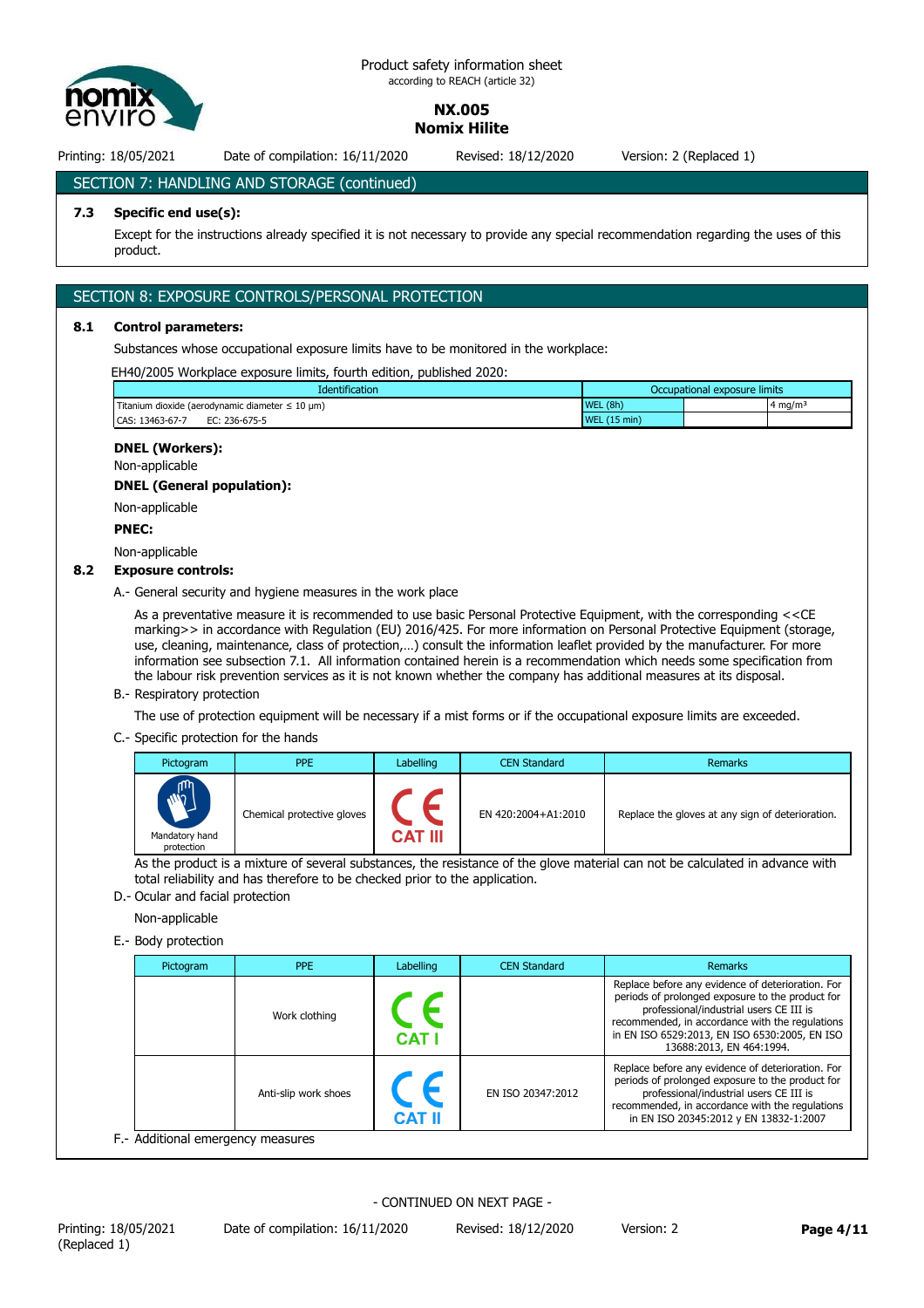## SECTION 7: HANDLING AND STORAGE (continued)

**7.3 Specific end use(s):**

Except for the instructions already specified it is not necessary to provide any special recommendation regarding the uses of this product.

## SECTION 8: EXPOSURE CONTROLS/PERSONAL PROTECTION

**8.1 Control parameters:**

Substances whose occupational exposure limits have to be monitored in the workplace:

EH40/2005 Workplace exposure limits, fourth edition, published 2020:

| Identification | Occupational exposure limits | | |
|---|---|---|---|
| Titanium dioxide (aerodynamic diameter ≤ 10 μm) | WEL (8h) | | 4 mg/m³ |
| CAS: 13463-67-7 EC: 236-675-5 | WEL (15 min) | | |

**DNEL (Workers):**

Non-applicable

**DNEL (General population):**

Non-applicable

**PNEC:**

Non-applicable

**8.2 Exposure controls:**

A.- General security and hygiene measures in the work place

As a preventative measure it is recommended to use basic Personal Protective Equipment, with the corresponding <<CE marking>> in accordance with Regulation (EU) 2016/425. For more information on Personal Protective Equipment (storage, use, cleaning, maintenance, class of protection,…) consult the information leaflet provided by the manufacturer. For more information see subsection 7.1. All information contained herein is a recommendation which needs some specification from the labour risk prevention services as it is not known whether the company has additional measures at its disposal.

B.- Respiratory protection

The use of protection equipment will be necessary if a mist forms or if the occupational exposure limits are exceeded.

C.- Specific protection for the hands

| Pictogram | PPE | Labelling | CEN Standard | Remarks |
|---|---|---|---|---|
| Mandatory hand protection | Chemical protective gloves | CE CAT III | EN 420:2004+A1:2010 | Replace the gloves at any sign of deterioration. |

As the product is a mixture of several substances, the resistance of the glove material can not be calculated in advance with total reliability and has therefore to be checked prior to the application.

D.- Ocular and facial protection

Non-applicable

E.- Body protection

| Pictogram | PPE | Labelling | CEN Standard | Remarks |
|---|---|---|---|---|
| | Work clothing | CE CAT I | | Replace before any evidence of deterioration. For periods of prolonged exposure to the product for professional/industrial users CE III is recommended, in accordance with the regulations in EN ISO 6529:2013, EN ISO 6530:2005, EN ISO 13688:2013, EN 464:1994. |
| | Anti-slip work shoes | CE CAT II | EN ISO 20347:2012 | Replace before any evidence of deterioration. For periods of prolonged exposure to the product for professional/industrial users CE III is recommended, in accordance with the regulations in EN ISO 20345:2012 y EN 13832-1:2007 |

F.- Additional emergency measures

- CONTINUED ON NEXT PAGE -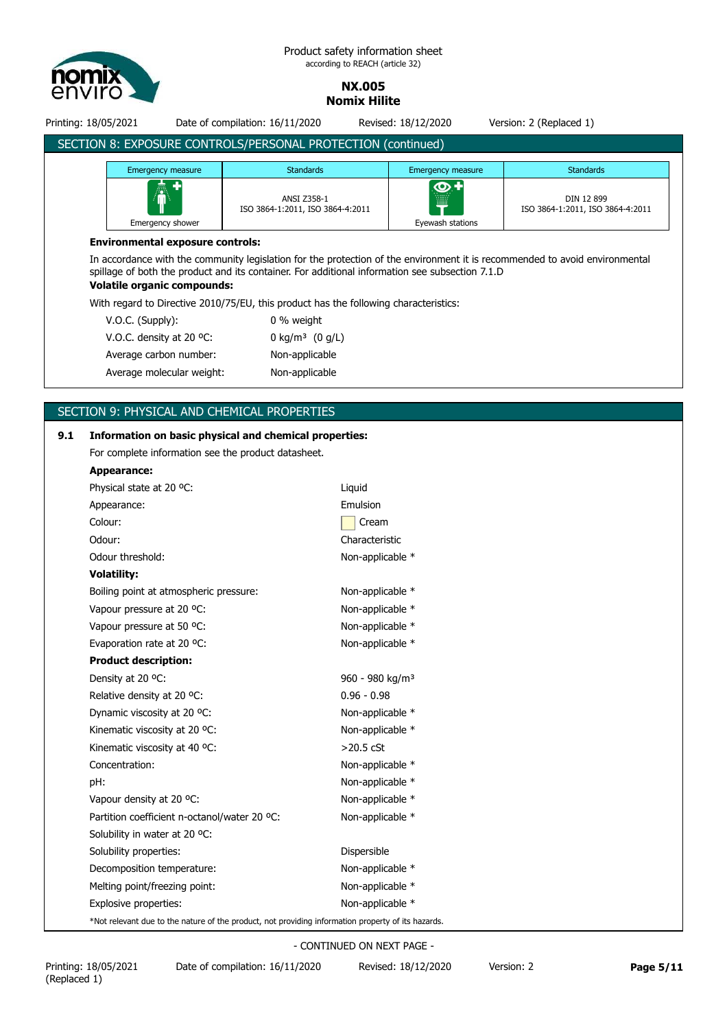## SECTION 8: EXPOSURE CONTROLS/PERSONAL PROTECTION (continued)

| Emergency measure | Standards | Emergency measure | Standards |
|---|---|---|---|
| Emergency shower | ANSI Z358-1 ISO 3864-1:2011, ISO 3864-4:2011 | Eyewash stations | DIN 12 899 ISO 3864-1:2011, ISO 3864-4:2011 |

**Environmental exposure controls:**

In accordance with the community legislation for the protection of the environment it is recommended to avoid environmental spillage of both the product and its container. For additional information see subsection 7.1.D

**Volatile organic compounds:**

With regard to Directive 2010/75/EU, this product has the following characteristics:

| | |
|---|---|
| V.O.C. (Supply): | 0 % weight |
| V.O.C. density at 20 ºC: | 0 kg/m³ (0 g/L) |
| Average carbon number: | Non-applicable |
| Average molecular weight: | Non-applicable |

## SECTION 9: PHYSICAL AND CHEMICAL PROPERTIES

**9.1 Information on basic physical and chemical properties:**

For complete information see the product datasheet.

**Appearance:**

| | |
|---|---|
| Physical state at 20 ºC: | Liquid |
| Appearance: | Emulsion |
| Colour: | Cream |
| Odour: | Characteristic |
| Odour threshold: | Non-applicable * |

**Volatility:**

| | |
|---|---|
| Boiling point at atmospheric pressure: | Non-applicable * |
| Vapour pressure at 20 ºC: | Non-applicable * |
| Vapour pressure at 50 ºC: | Non-applicable * |
| Evaporation rate at 20 ºC: | Non-applicable * |

**Product description:**

| | |
|---|---|
| Density at 20 ºC: | 960 - 980 kg/m³ |
| Relative density at 20 ºC: | 0.96 - 0.98 |
| Dynamic viscosity at 20 ºC: | Non-applicable * |
| Kinematic viscosity at 20 ºC: | Non-applicable * |
| Kinematic viscosity at 40 ºC: | >20.5 cSt |
| Concentration: | Non-applicable * |
| pH: | Non-applicable * |
| Vapour density at 20 ºC: | Non-applicable * |
| Partition coefficient n-octanol/water 20 ºC: | Non-applicable * |
| Solubility in water at 20 ºC: | |
| Solubility properties: | Dispersible |
| Decomposition temperature: | Non-applicable * |
| Melting point/freezing point: | Non-applicable * |
| Explosive properties: | Non-applicable * |

*Not relevant due to the nature of the product, not providing information property of its hazards.

- CONTINUED ON NEXT PAGE -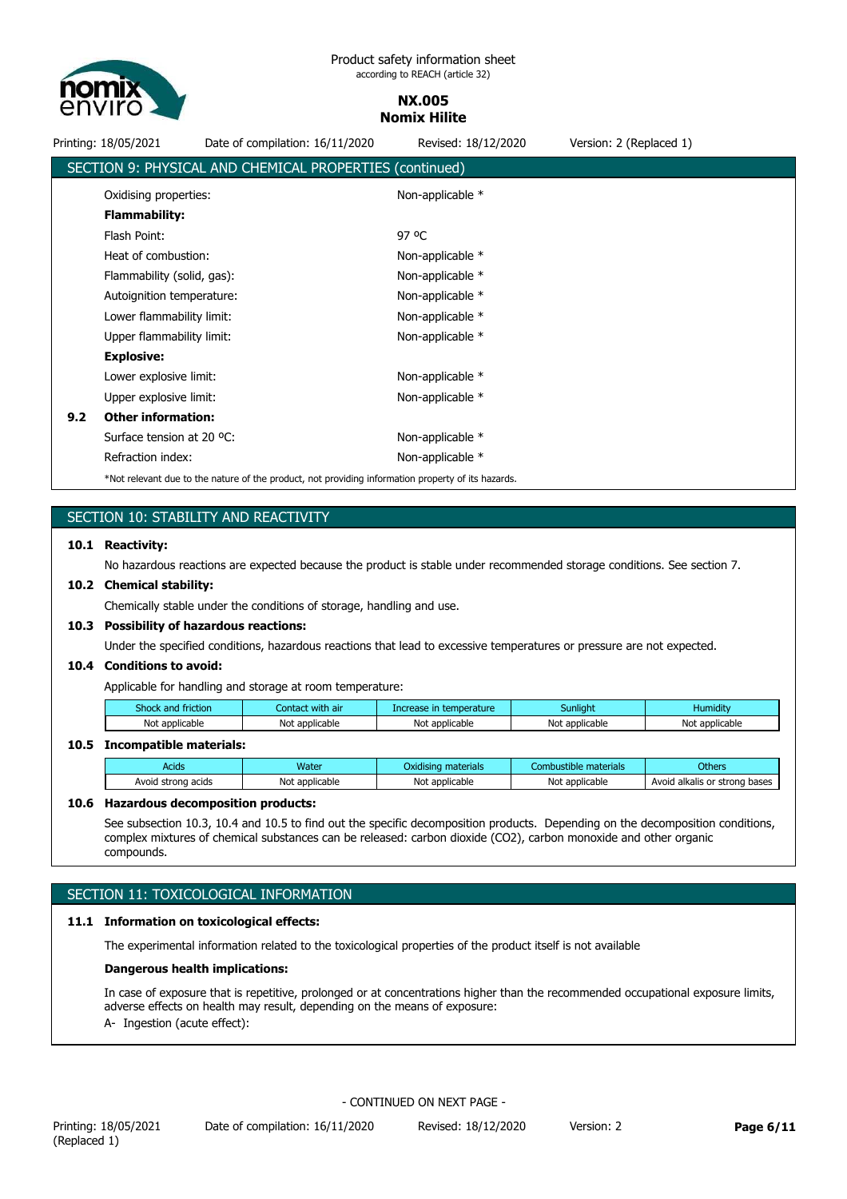## SECTION 9: PHYSICAL AND CHEMICAL PROPERTIES (continued)

| | |
|---|---|
| Oxidising properties: | Non-applicable * |
| **Flammability:** | |
| Flash Point: | 97 ºC |
| Heat of combustion: | Non-applicable * |
| Flammability (solid, gas): | Non-applicable * |
| Autoignition temperature: | Non-applicable * |
| Lower flammability limit: | Non-applicable * |
| Upper flammability limit: | Non-applicable * |
| **Explosive:** | |
| Lower explosive limit: | Non-applicable * |
| Upper explosive limit: | Non-applicable * |

**9.2 Other information:**

| | |
|---|---|
| Surface tension at 20 ºC: | Non-applicable * |
| Refraction index: | Non-applicable * |

*Not relevant due to the nature of the product, not providing information property of its hazards.

## SECTION 10: STABILITY AND REACTIVITY

**10.1 Reactivity:**

No hazardous reactions are expected because the product is stable under recommended storage conditions. See section 7.

**10.2 Chemical stability:**

Chemically stable under the conditions of storage, handling and use.

**10.3 Possibility of hazardous reactions:**

Under the specified conditions, hazardous reactions that lead to excessive temperatures or pressure are not expected.

**10.4 Conditions to avoid:**

Applicable for handling and storage at room temperature:

| Shock and friction | Contact with air | Increase in temperature | Sunlight | Humidity |
|---|---|---|---|---|
| Not applicable | Not applicable | Not applicable | Not applicable | Not applicable |

**10.5 Incompatible materials:**

| Acids | Water | Oxidising materials | Combustible materials | Others |
|---|---|---|---|---|
| Avoid strong acids | Not applicable | Not applicable | Not applicable | Avoid alkalis or strong bases |

**10.6 Hazardous decomposition products:**

See subsection 10.3, 10.4 and 10.5 to find out the specific decomposition products. Depending on the decomposition conditions, complex mixtures of chemical substances can be released: carbon dioxide ($CO_2$), carbon monoxide and other organic compounds.

## SECTION 11: TOXICOLOGICAL INFORMATION

**11.1 Information on toxicological effects:**

The experimental information related to the toxicological properties of the product itself is not available

**Dangerous health implications:**

In case of exposure that is repetitive, prolonged or at concentrations higher than the recommended occupational exposure limits, adverse effects on health may result, depending on the means of exposure:

A- Ingestion (acute effect):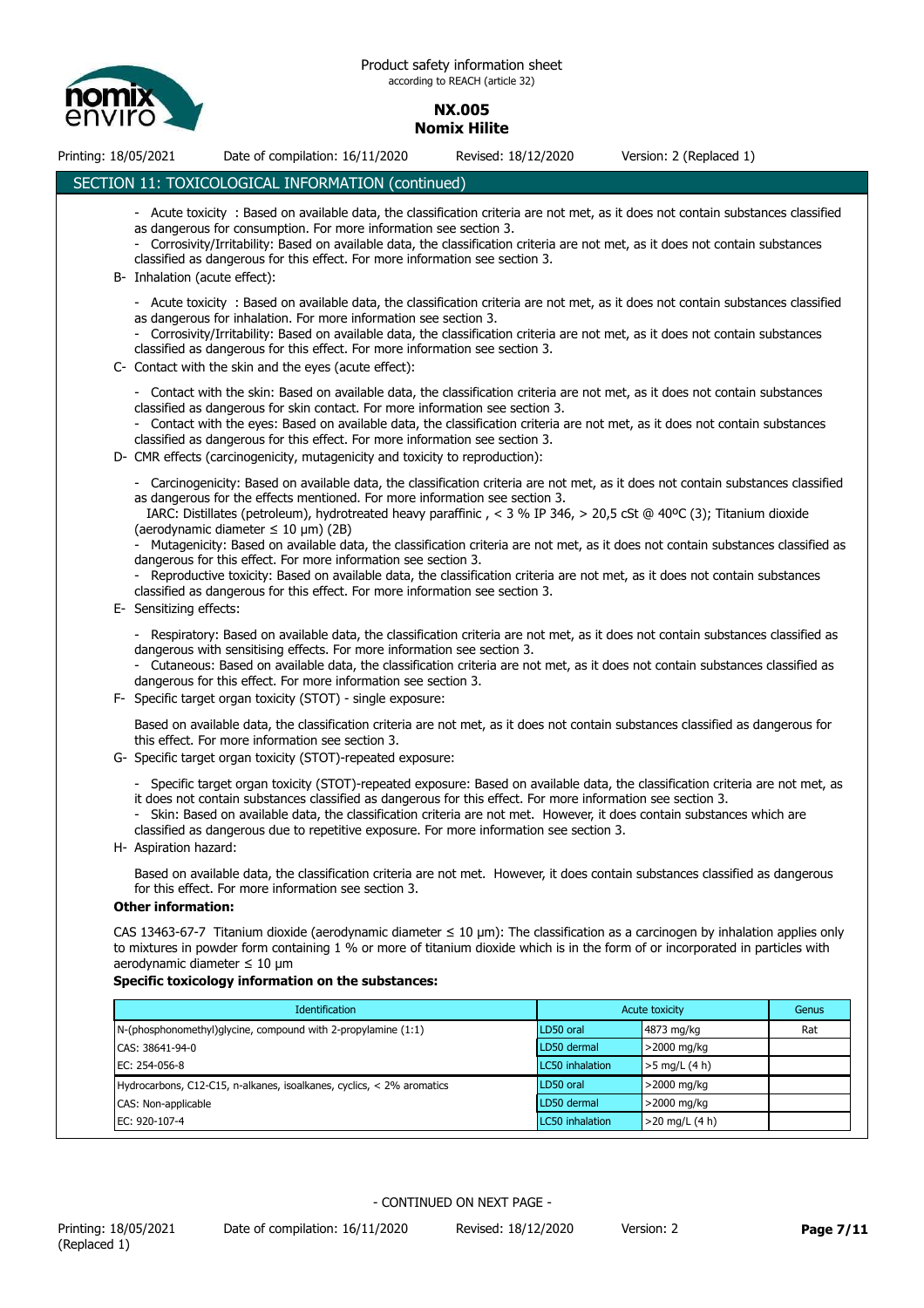## SECTION 11: TOXICOLOGICAL INFORMATION (continued)

- Acute toxicity : Based on available data, the classification criteria are not met, as it does not contain substances classified as dangerous for consumption. For more information see section 3.
- Corrosivity/Irritability: Based on available data, the classification criteria are not met, as it does not contain substances classified as dangerous for this effect. For more information see section 3.

B- Inhalation (acute effect):

- Acute toxicity : Based on available data, the classification criteria are not met, as it does not contain substances classified as dangerous for inhalation. For more information see section 3.
- Corrosivity/Irritability: Based on available data, the classification criteria are not met, as it does not contain substances classified as dangerous for this effect. For more information see section 3.

C- Contact with the skin and the eyes (acute effect):

- Contact with the skin: Based on available data, the classification criteria are not met, as it does not contain substances classified as dangerous for skin contact. For more information see section 3.
- Contact with the eyes: Based on available data, the classification criteria are not met, as it does not contain substances classified as dangerous for this effect. For more information see section 3.

D- CMR effects (carcinogenicity, mutagenicity and toxicity to reproduction):

- Carcinogenicity: Based on available data, the classification criteria are not met, as it does not contain substances classified as dangerous for the effects mentioned. For more information see section 3.
  IARC: Distillates (petroleum), hydrotreated heavy paraffinic , < 3 % IP 346, > 20,5 cSt @ 40ºC (3); Titanium dioxide (aerodynamic diameter ≤ 10 µm) (2B)
- Mutagenicity: Based on available data, the classification criteria are not met, as it does not contain substances classified as dangerous for this effect. For more information see section 3.
- Reproductive toxicity: Based on available data, the classification criteria are not met, as it does not contain substances classified as dangerous for this effect. For more information see section 3.

E- Sensitizing effects:

- Respiratory: Based on available data, the classification criteria are not met, as it does not contain substances classified as dangerous with sensitising effects. For more information see section 3.
- Cutaneous: Based on available data, the classification criteria are not met, as it does not contain substances classified as dangerous for this effect. For more information see section 3.

F- Specific target organ toxicity (STOT) - single exposure:

Based on available data, the classification criteria are not met, as it does not contain substances classified as dangerous for this effect. For more information see section 3.

G- Specific target organ toxicity (STOT)-repeated exposure:

- Specific target organ toxicity (STOT)-repeated exposure: Based on available data, the classification criteria are not met, as it does not contain substances classified as dangerous for this effect. For more information see section 3.
- Skin: Based on available data, the classification criteria are not met. However, it does contain substances which are classified as dangerous due to repetitive exposure. For more information see section 3.

H- Aspiration hazard:

Based on available data, the classification criteria are not met. However, it does contain substances classified as dangerous for this effect. For more information see section 3.

**Other information:**

CAS 13463-67-7 Titanium dioxide (aerodynamic diameter ≤ 10 µm): The classification as a carcinogen by inhalation applies only to mixtures in powder form containing 1 % or more of titanium dioxide which is in the form of or incorporated in particles with aerodynamic diameter ≤ 10 µm

**Specific toxicology information on the substances:**

| Identification | Acute toxicity | | Genus |
|---|---|---|---|
| N-(phosphonomethyl)glycine, compound with 2-propylamine (1:1) | LD50 oral | 4873 mg/kg | Rat |
| CAS: 38641-94-0 | LD50 dermal | >2000 mg/kg | |
| EC: 254-056-8 | LC50 inhalation | >5 mg/L (4 h) | |
| Hydrocarbons, C12-C15, n-alkanes, isoalkanes, cyclics, < 2% aromatics | LD50 oral | >2000 mg/kg | |
| CAS: Non-applicable | LD50 dermal | >2000 mg/kg | |
| EC: 920-107-4 | LC50 inhalation | >20 mg/L (4 h) | |

- CONTINUED ON NEXT PAGE -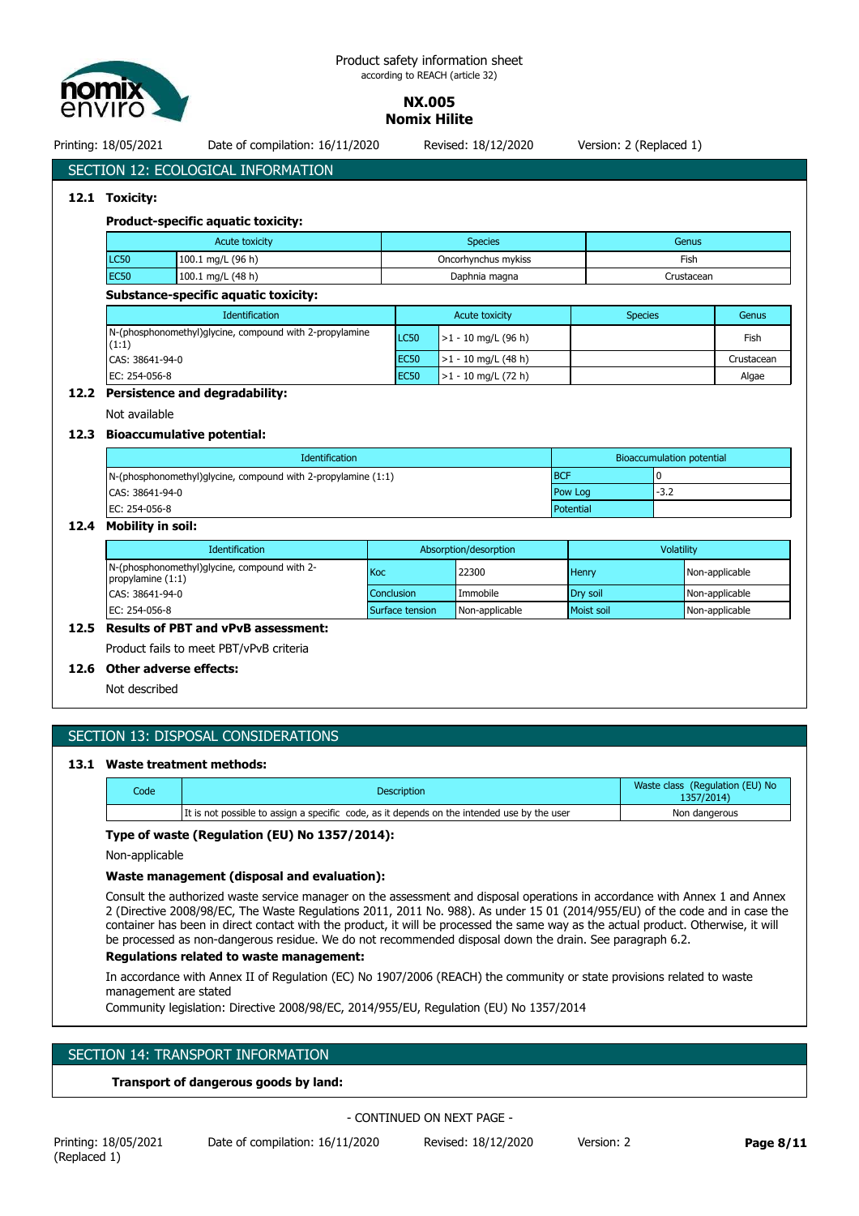## SECTION 12: ECOLOGICAL INFORMATION

### 12.1 Toxicity:

**Product-specific aquatic toxicity:**

| Acute toxicity | | Species | Genus |
|---|---|---|---|
| LC50 | 100.1 mg/L (96 h) | Oncorhynchus mykiss | Fish |
| EC50 | 100.1 mg/L (48 h) | Daphnia magna | Crustacean |

**Substance-specific aquatic toxicity:**

| Identification | Acute toxicity | | Species | Genus |
|---|---|---|---|---|
| N-(phosphonomethyl)glycine, compound with 2-propylamine (1:1) | LC50 | >1 - 10 mg/L (96 h) | | Fish |
| CAS: 38641-94-0 | EC50 | >1 - 10 mg/L (48 h) | | Crustacean |
| EC: 254-056-8 | EC50 | >1 - 10 mg/L (72 h) | | Algae |

### 12.2 Persistence and degradability:

Not available

### 12.3 Bioaccumulative potential:

| Identification | Bioaccumulation potential | |
|---|---|---|
| N-(phosphonomethyl)glycine, compound with 2-propylamine (1:1) | BCF | 0 |
| CAS: 38641-94-0 | Pow Log | -3.2 |
| EC: 254-056-8 | Potential | |

### 12.4 Mobility in soil:

| Identification | Absorption/desorption | | Volatility | |
|---|---|---|---|---|
| N-(phosphonomethyl)glycine, compound with 2-propylamine (1:1) | Koc | 22300 | Henry | Non-applicable |
| CAS: 38641-94-0 | Conclusion | Immobile | Dry soil | Non-applicable |
| EC: 254-056-8 | Surface tension | Non-applicable | Moist soil | Non-applicable |

### 12.5 Results of PBT and vPvB assessment:

Product fails to meet PBT/vPvB criteria

### 12.6 Other adverse effects:

Not described

## SECTION 13: DISPOSAL CONSIDERATIONS

### 13.1 Waste treatment methods:

| Code | Description | Waste class (Regulation (EU) No 1357/2014) |
|---|---|---|
| | It is not possible to assign a specific code, as it depends on the intended use by the user | Non dangerous |

**Type of waste (Regulation (EU) No 1357/2014):**

Non-applicable

**Waste management (disposal and evaluation):**

Consult the authorized waste service manager on the assessment and disposal operations in accordance with Annex 1 and Annex 2 (Directive 2008/98/EC, The Waste Regulations 2011, 2011 No. 988). As under 15 01 (2014/955/EU) of the code and in case the container has been in direct contact with the product, it will be processed the same way as the actual product. Otherwise, it will be processed as non-dangerous residue. We do not recommended disposal down the drain. See paragraph 6.2.

**Regulations related to waste management:**

In accordance with Annex II of Regulation (EC) No 1907/2006 (REACH) the community or state provisions related to waste management are stated

Community legislation: Directive 2008/98/EC, 2014/955/EU, Regulation (EU) No 1357/2014

## SECTION 14: TRANSPORT INFORMATION

**Transport of dangerous goods by land:**

- CONTINUED ON NEXT PAGE -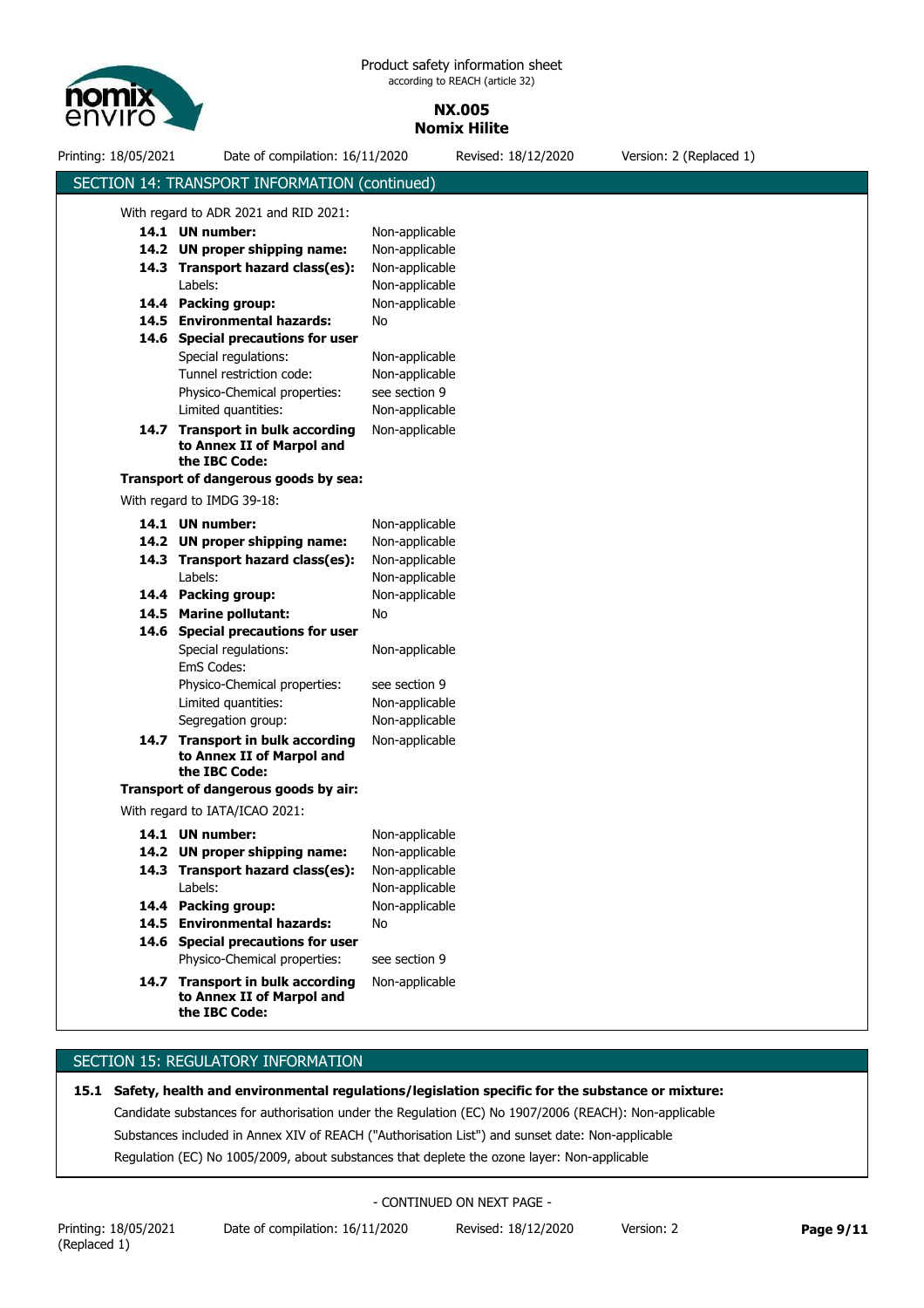## SECTION 14: TRANSPORT INFORMATION (continued)

With regard to ADR 2021 and RID 2021:

| | |
|---|---|
| **14.1 UN number:** | Non-applicable |
| **14.2 UN proper shipping name:** | Non-applicable |
| **14.3 Transport hazard class(es):** | Non-applicable |
| Labels: | Non-applicable |
| **14.4 Packing group:** | Non-applicable |
| **14.5 Environmental hazards:** | No |
| **14.6 Special precautions for user** | |
| Special regulations: | Non-applicable |
| Tunnel restriction code: | Non-applicable |
| Physico-Chemical properties: | see section 9 |
| Limited quantities: | Non-applicable |
| **14.7 Transport in bulk according to Annex II of Marpol and the IBC Code:** | Non-applicable |

**Transport of dangerous goods by sea:**

With regard to IMDG 39-18:

| | |
|---|---|
| **14.1 UN number:** | Non-applicable |
| **14.2 UN proper shipping name:** | Non-applicable |
| **14.3 Transport hazard class(es):** | Non-applicable |
| Labels: | Non-applicable |
| **14.4 Packing group:** | Non-applicable |
| **14.5 Marine pollutant:** | No |
| **14.6 Special precautions for user** | |
| Special regulations: | Non-applicable |
| EmS Codes: | |
| Physico-Chemical properties: | see section 9 |
| Limited quantities: | Non-applicable |
| Segregation group: | Non-applicable |
| **14.7 Transport in bulk according to Annex II of Marpol and the IBC Code:** | Non-applicable |

**Transport of dangerous goods by air:**

With regard to IATA/ICAO 2021:

| | |
|---|---|
| **14.1 UN number:** | Non-applicable |
| **14.2 UN proper shipping name:** | Non-applicable |
| **14.3 Transport hazard class(es):** | Non-applicable |
| Labels: | Non-applicable |
| **14.4 Packing group:** | Non-applicable |
| **14.5 Environmental hazards:** | No |
| **14.6 Special precautions for user** | |
| Physico-Chemical properties: | see section 9 |
| **14.7 Transport in bulk according to Annex II of Marpol and the IBC Code:** | Non-applicable |

## SECTION 15: REGULATORY INFORMATION

**15.1 Safety, health and environmental regulations/legislation specific for the substance or mixture:**

Candidate substances for authorisation under the Regulation (EC) No 1907/2006 (REACH): Non-applicable

Substances included in Annex XIV of REACH ("Authorisation List") and sunset date: Non-applicable

Regulation (EC) No 1005/2009, about substances that deplete the ozone layer: Non-applicable

- CONTINUED ON NEXT PAGE -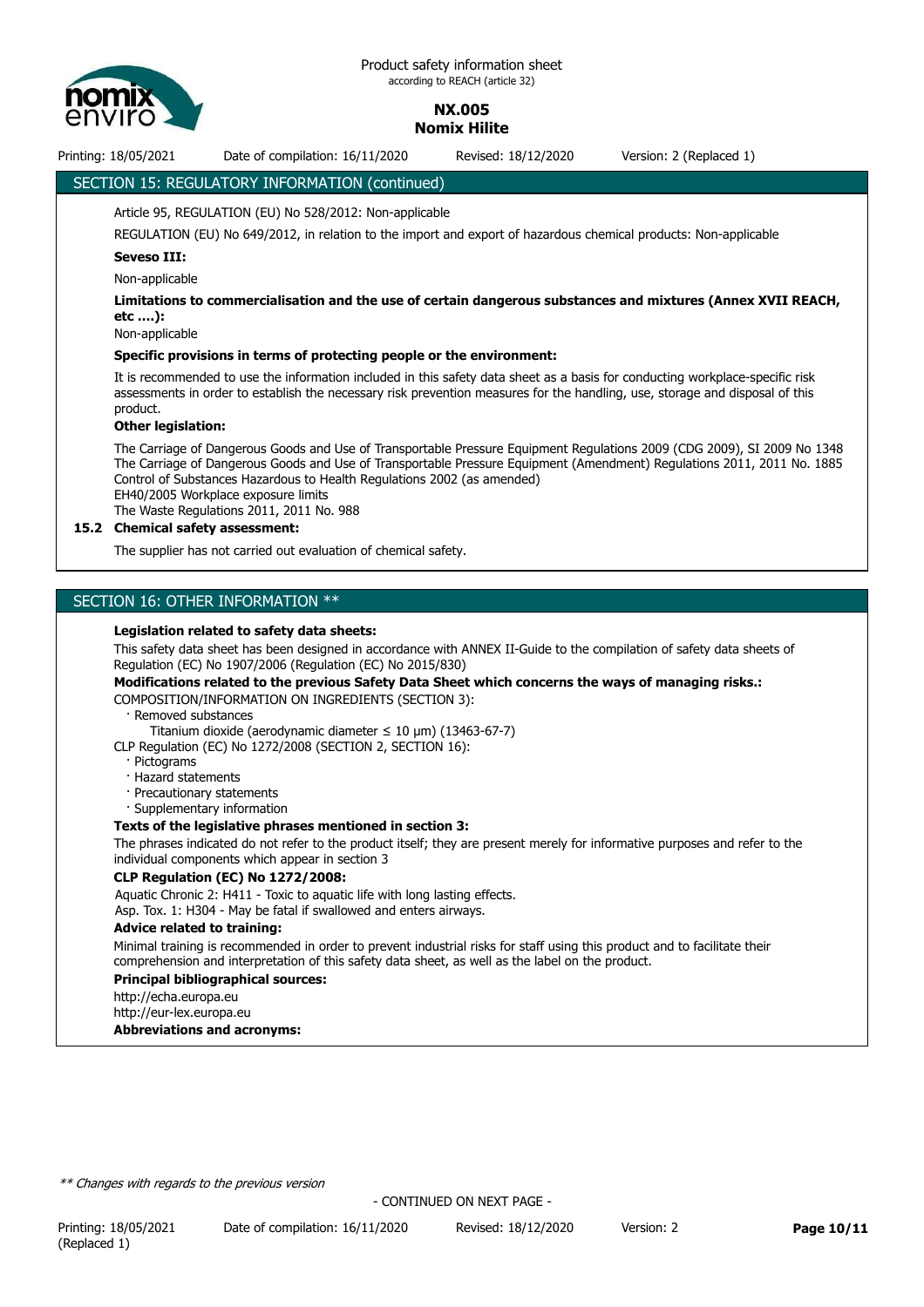## SECTION 15: REGULATORY INFORMATION (continued)

Article 95, REGULATION (EU) No 528/2012: Non-applicable

REGULATION (EU) No 649/2012, in relation to the import and export of hazardous chemical products: Non-applicable

**Seveso III:**

Non-applicable

**Limitations to commercialisation and the use of certain dangerous substances and mixtures (Annex XVII REACH, etc ….):**

Non-applicable

**Specific provisions in terms of protecting people or the environment:**

It is recommended to use the information included in this safety data sheet as a basis for conducting workplace-specific risk assessments in order to establish the necessary risk prevention measures for the handling, use, storage and disposal of this product.

**Other legislation:**

The Carriage of Dangerous Goods and Use of Transportable Pressure Equipment Regulations 2009 (CDG 2009), SI 2009 No 1348
The Carriage of Dangerous Goods and Use of Transportable Pressure Equipment (Amendment) Regulations 2011, 2011 No. 1885
Control of Substances Hazardous to Health Regulations 2002 (as amended)
EH40/2005 Workplace exposure limits
The Waste Regulations 2011, 2011 No. 988

### 15.2 Chemical safety assessment:

The supplier has not carried out evaluation of chemical safety.

## SECTION 16: OTHER INFORMATION **

**Legislation related to safety data sheets:**

This safety data sheet has been designed in accordance with ANNEX II-Guide to the compilation of safety data sheets of Regulation (EC) No 1907/2006 (Regulation (EC) No 2015/830)

**Modifications related to the previous Safety Data Sheet which concerns the ways of managing risks.:**

COMPOSITION/INFORMATION ON INGREDIENTS (SECTION 3):

- Removed substances
  - Titanium dioxide (aerodynamic diameter ≤ 10 µm) (13463-67-7)

CLP Regulation (EC) No 1272/2008 (SECTION 2, SECTION 16):

- Pictograms
- Hazard statements
- Precautionary statements
- Supplementary information

**Texts of the legislative phrases mentioned in section 3:**

The phrases indicated do not refer to the product itself; they are present merely for informative purposes and refer to the individual components which appear in section 3

**CLP Regulation (EC) No 1272/2008:**

Aquatic Chronic 2: H411 - Toxic to aquatic life with long lasting effects.
Asp. Tox. 1: H304 - May be fatal if swallowed and enters airways.

**Advice related to training:**

Minimal training is recommended in order to prevent industrial risks for staff using this product and to facilitate their comprehension and interpretation of this safety data sheet, as well as the label on the product.

**Principal bibliographical sources:**

http://echa.europa.eu
http://eur-lex.europa.eu

**Abbreviations and acronyms:**

*** Changes with regards to the previous version*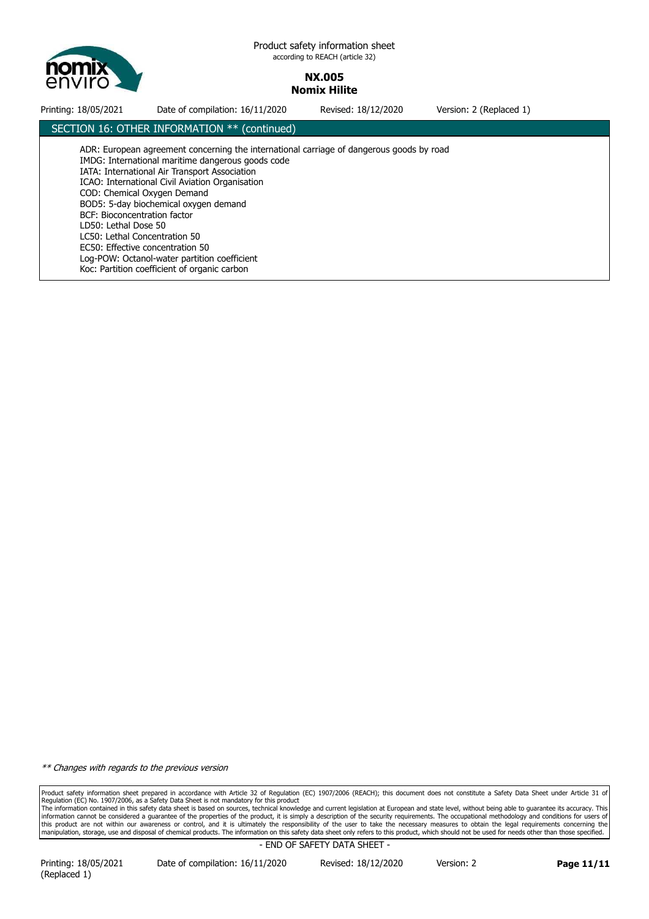## SECTION 16: OTHER INFORMATION ** (continued)

ADR: European agreement concerning the international carriage of dangerous goods by road
IMDG: International maritime dangerous goods code
IATA: International Air Transport Association
ICAO: International Civil Aviation Organisation
COD: Chemical Oxygen Demand
BOD5: 5-day biochemical oxygen demand
BCF: Bioconcentration factor
LD50: Lethal Dose 50
LC50: Lethal Concentration 50
EC50: Effective concentration 50
Log-POW: Octanol-water partition coefficient
Koc: Partition coefficient of organic carbon

*** Changes with regards to the previous version*

Product safety information sheet prepared in accordance with Article 32 of Regulation (EC) 1907/2006 (REACH); this document does not constitute a Safety Data Sheet under Article 31 of Regulation (EC) No. 1907/2006, as a Safety Data Sheet is not mandatory for this product
The information contained in this safety data sheet is based on sources, technical knowledge and current legislation at European and state level, without being able to guarantee its accuracy. This information cannot be considered a guarantee of the properties of the product, it is simply a description of the security requirements. The occupational methodology and conditions for users of this product are not within our awareness or control, and it is ultimately the responsibility of the user to take the necessary measures to obtain the legal requirements concerning the manipulation, storage, use and disposal of chemical products. The information on this safety data sheet only refers to this product, which should not be used for needs other than those specified.

- END OF SAFETY DATA SHEET -